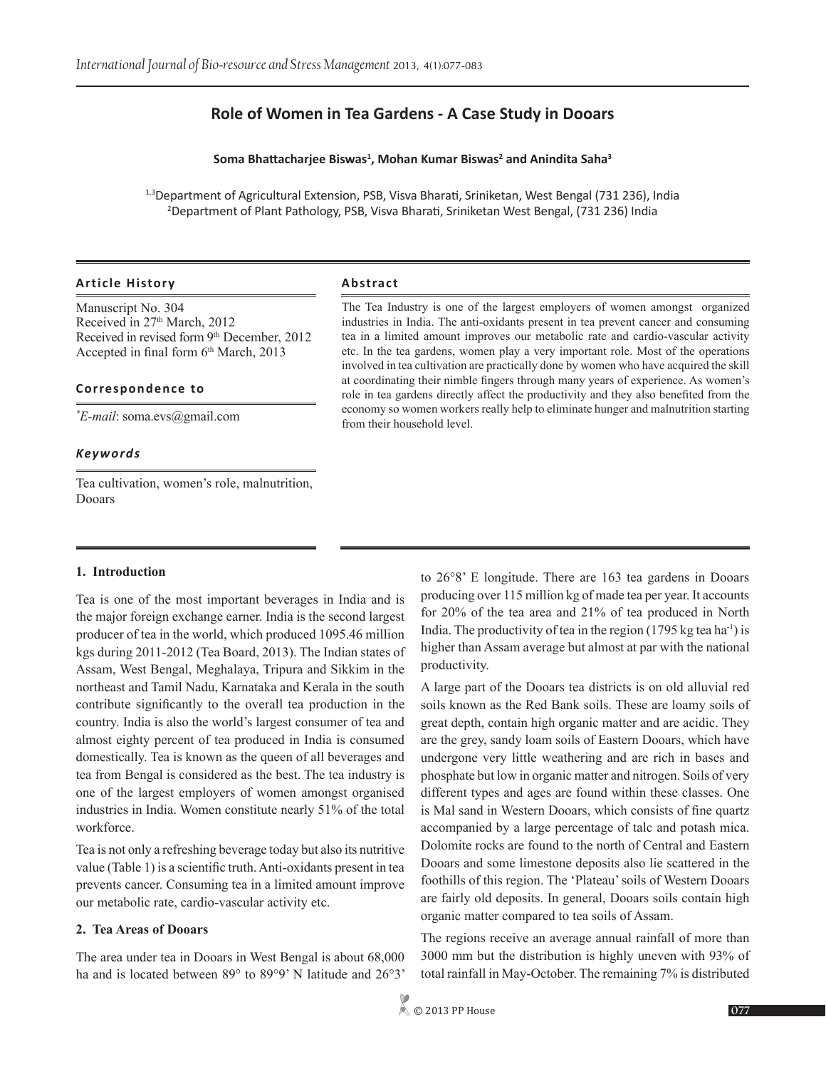# Role of Women in Tea Gardens - A Case Study in Dooars

**Soma Bhattacharjee Biswas[1], Mohan Kumar Biswas[2] and Anindita Saha[3]**

[1,3]Department of Agricultural Extension, PSB, Visva Bharati, Sriniketan, West Bengal (731 236), India
[2]Department of Plant Pathology, PSB, Visva Bharati, Sriniketan West Bengal, (731 236) India

### Article History

Manuscript No. 304
Received in 27th March, 2012
Received in revised form 9th December, 2012
Accepted in final form 6th March, 2013

### Correspondence to

*E-mail: soma.evs@gmail.com

### Keywords

Tea cultivation, women's role, malnutrition, Dooars

### Abstract

The Tea Industry is one of the largest employers of women amongst organized industries in India. The anti-oxidants present in tea prevent cancer and consuming tea in a limited amount improves our metabolic rate and cardio-vascular activity etc. In the tea gardens, women play a very important role. Most of the operations involved in tea cultivation are practically done by women who have acquired the skill at coordinating their nimble fingers through many years of experience. As women's role in tea gardens directly affect the productivity and they also benefited from the economy so women workers really help to eliminate hunger and malnutrition starting from their household level.

## 1. Introduction

Tea is one of the most important beverages in India and is the major foreign exchange earner. India is the second largest producer of tea in the world, which produced 1095.46 million kgs during 2011-2012 (Tea Board, 2013). The Indian states of Assam, West Bengal, Meghalaya, Tripura and Sikkim in the northeast and Tamil Nadu, Karnataka and Kerala in the south contribute significantly to the overall tea production in the country. India is also the world's largest consumer of tea and almost eighty percent of tea produced in India is consumed domestically. Tea is known as the queen of all beverages and tea from Bengal is considered as the best. The tea industry is one of the largest employers of women amongst organised industries in India. Women constitute nearly 51% of the total workforce.

Tea is not only a refreshing beverage today but also its nutritive value (Table 1) is a scientific truth. Anti-oxidants present in tea prevents cancer. Consuming tea in a limited amount improve our metabolic rate, cardio-vascular activity etc.

## 2. Tea Areas of Dooars

The area under tea in Dooars in West Bengal is about 68,000 ha and is located between 89° to 89°9' N latitude and 26°3' to 26°8' E longitude. There are 163 tea gardens in Dooars producing over 115 million kg of made tea per year. It accounts for 20% of the tea area and 21% of tea produced in North India. The productivity of tea in the region (1795 kg tea ha$^{-1}$) is higher than Assam average but almost at par with the national productivity.

A large part of the Dooars tea districts is on old alluvial red soils known as the Red Bank soils. These are loamy soils of great depth, contain high organic matter and are acidic. They are the grey, sandy loam soils of Eastern Dooars, which have undergone very little weathering and are rich in bases and phosphate but low in organic matter and nitrogen. Soils of very different types and ages are found within these classes. One is Mal sand in Western Dooars, which consists of fine quartz accompanied by a large percentage of talc and potash mica. Dolomite rocks are found to the north of Central and Eastern Dooars and some limestone deposits also lie scattered in the foothills of this region. The 'Plateau' soils of Western Dooars are fairly old deposits. In general, Dooars soils contain high organic matter compared to tea soils of Assam.

The regions receive an average annual rainfall of more than 3000 mm but the distribution is highly uneven with 93% of total rainfall in May-October. The remaining 7% is distributed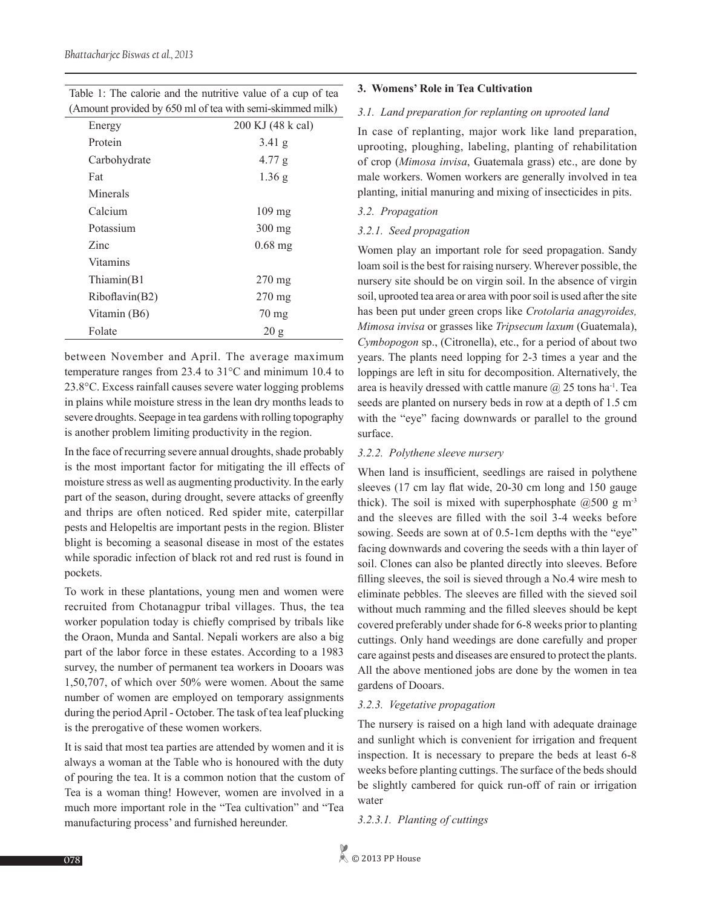Table 1: The calorie and the nutritive value of a cup of tea (Amount provided by 650 ml of tea with semi-skimmed milk)

| | |
|---|---|
| Energy | 200 KJ (48 k cal) |
| Protein | 3.41 g |
| Carbohydrate | 4.77 g |
| Fat | 1.36 g |
| Minerals | |
| Calcium | 109 mg |
| Potassium | 300 mg |
| Zinc | 0.68 mg |
| Vitamins | |
| Thiamin(B1 | 270 mg |
| Riboflavin(B2) | 270 mg |
| Vitamin (B6) | 70 mg |
| Folate | 20 g |

between November and April. The average maximum temperature ranges from 23.4 to 31°C and minimum 10.4 to 23.8°C. Excess rainfall causes severe water logging problems in plains while moisture stress in the lean dry months leads to severe droughts. Seepage in tea gardens with rolling topography is another problem limiting productivity in the region.

In the face of recurring severe annual droughts, shade probably is the most important factor for mitigating the ill effects of moisture stress as well as augmenting productivity. In the early part of the season, during drought, severe attacks of greenfly and thrips are often noticed. Red spider mite, caterpillar pests and Helopeltis are important pests in the region. Blister blight is becoming a seasonal disease in most of the estates while sporadic infection of black rot and red rust is found in pockets.

To work in these plantations, young men and women were recruited from Chotanagpur tribal villages. Thus, the tea worker population today is chiefly comprised by tribals like the Oraon, Munda and Santal. Nepali workers are also a big part of the labor force in these estates. According to a 1983 survey, the number of permanent tea workers in Dooars was 1,50,707, of which over 50% were women. About the same number of women are employed on temporary assignments during the period April - October. The task of tea leaf plucking is the prerogative of these women workers.

It is said that most tea parties are attended by women and it is always a woman at the Table who is honoured with the duty of pouring the tea. It is a common notion that the custom of Tea is a woman thing! However, women are involved in a much more important role in the "Tea cultivation" and "Tea manufacturing process' and furnished hereunder.

## 3. Womens' Role in Tea Cultivation

### *3.1. Land preparation for replanting on uprooted land*

In case of replanting, major work like land preparation, uprooting, ploughing, labeling, planting of rehabilitation of crop (*Mimosa invisa*, Guatemala grass) etc., are done by male workers. Women workers are generally involved in tea planting, initial manuring and mixing of insecticides in pits.

### *3.2. Propagation*

#### *3.2.1. Seed propagation*

Women play an important role for seed propagation. Sandy loam soil is the best for raising nursery. Wherever possible, the nursery site should be on virgin soil. In the absence of virgin soil, uprooted tea area or area with poor soil is used after the site has been put under green crops like *Crotolaria anagyroides, Mimosa invisa* or grasses like *Tripsecum laxum* (Guatemala), *Cymbopogon* sp., (Citronella), etc., for a period of about two years. The plants need lopping for 2-3 times a year and the loppings are left in situ for decomposition. Alternatively, the area is heavily dressed with cattle manure @ 25 tons $ha^{-1}$. Tea seeds are planted on nursery beds in row at a depth of 1.5 cm with the "eye" facing downwards or parallel to the ground surface.

#### *3.2.2. Polythene sleeve nursery*

When land is insufficient, seedlings are raised in polythene sleeves (17 cm lay flat wide, 20-30 cm long and 150 gauge thick). The soil is mixed with superphosphate @500 g $m^{-3}$ and the sleeves are filled with the soil 3-4 weeks before sowing. Seeds are sown at of 0.5-1cm depths with the "eye" facing downwards and covering the seeds with a thin layer of soil. Clones can also be planted directly into sleeves. Before filling sleeves, the soil is sieved through a No.4 wire mesh to eliminate pebbles. The sleeves are filled with the sieved soil without much ramming and the filled sleeves should be kept covered preferably under shade for 6-8 weeks prior to planting cuttings. Only hand weedings are done carefully and proper care against pests and diseases are ensured to protect the plants. All the above mentioned jobs are done by the women in tea gardens of Dooars.

#### *3.2.3. Vegetative propagation*

The nursery is raised on a high land with adequate drainage and sunlight which is convenient for irrigation and frequent inspection. It is necessary to prepare the beds at least 6-8 weeks before planting cuttings. The surface of the beds should be slightly cambered for quick run-off of rain or irrigation water

##### *3.2.3.1. Planting of cuttings*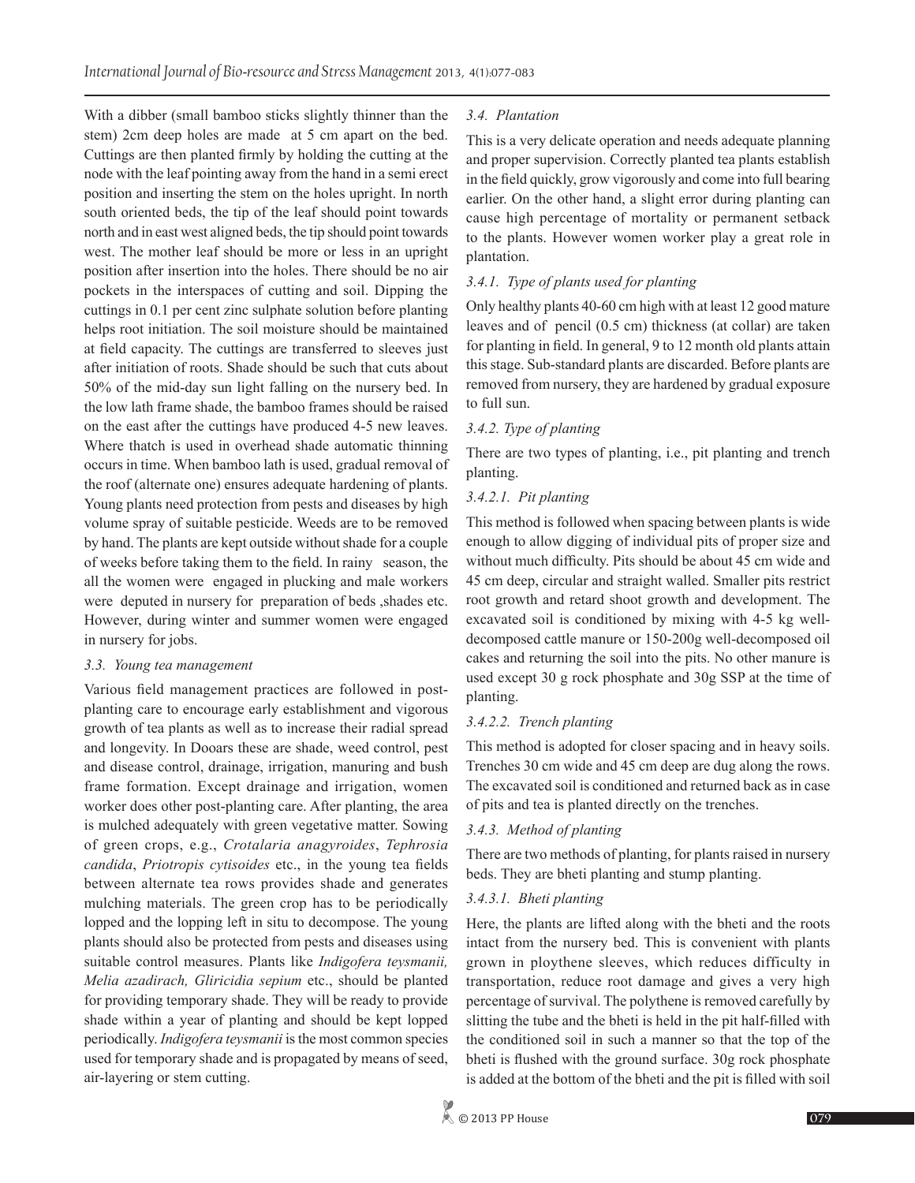With a dibber (small bamboo sticks slightly thinner than the stem) 2cm deep holes are made at 5 cm apart on the bed. Cuttings are then planted firmly by holding the cutting at the node with the leaf pointing away from the hand in a semi erect position and inserting the stem on the holes upright. In north south oriented beds, the tip of the leaf should point towards north and in east west aligned beds, the tip should point towards west. The mother leaf should be more or less in an upright position after insertion into the holes. There should be no air pockets in the interspaces of cutting and soil. Dipping the cuttings in 0.1 per cent zinc sulphate solution before planting helps root initiation. The soil moisture should be maintained at field capacity. The cuttings are transferred to sleeves just after initiation of roots. Shade should be such that cuts about 50% of the mid-day sun light falling on the nursery bed. In the low lath frame shade, the bamboo frames should be raised on the east after the cuttings have produced 4-5 new leaves. Where thatch is used in overhead shade automatic thinning occurs in time. When bamboo lath is used, gradual removal of the roof (alternate one) ensures adequate hardening of plants. Young plants need protection from pests and diseases by high volume spray of suitable pesticide. Weeds are to be removed by hand. The plants are kept outside without shade for a couple of weeks before taking them to the field. In rainy season, the all the women were engaged in plucking and male workers were depuited in nursery for preparation of beds ,shades etc. However, during winter and summer women were engaged in nursery for jobs.

### 3.3. Young tea management

Various field management practices are followed in post-planting care to encourage early establishment and vigorous growth of tea plants as well as to increase their radial spread and longevity. In Dooars these are shade, weed control, pest and disease control, drainage, irrigation, manuring and bush frame formation. Except drainage and irrigation, women worker does other post-planting care. After planting, the area is mulched adequately with green vegetative matter. Sowing of green crops, e.g., *Crotalaria anagyroides*, *Tephrosia candida*, *Priotropis cytisoides* etc., in the young tea fields between alternate tea rows provides shade and generates mulching materials. The green crop has to be periodically lopped and the lopping left in situ to decompose. The young plants should also be protected from pests and diseases using suitable control measures. Plants like *Indigofera teysmanii, Melia azadirach, Gliricidia sepium* etc., should be planted for providing temporary shade. They will be ready to provide shade within a year of planting and should be kept lopped periodically. *Indigofera teysmanii* is the most common species used for temporary shade and is propagated by means of seed, air-layering or stem cutting.

### 3.4. Plantation

This is a very delicate operation and needs adequate planning and proper supervision. Correctly planted tea plants establish in the field quickly, grow vigorously and come into full bearing earlier. On the other hand, a slight error during planting can cause high percentage of mortality or permanent setback to the plants. However women worker play a great role in plantation.

#### 3.4.1. Type of plants used for planting

Only healthy plants 40-60 cm high with at least 12 good mature leaves and of pencil (0.5 cm) thickness (at collar) are taken for planting in field. In general, 9 to 12 month old plants attain this stage. Sub-standard plants are discarded. Before plants are removed from nursery, they are hardened by gradual exposure to full sun.

#### 3.4.2. Type of planting

There are two types of planting, i.e., pit planting and trench planting.

##### 3.4.2.1. Pit planting

This method is followed when spacing between plants is wide enough to allow digging of individual pits of proper size and without much difficulty. Pits should be about 45 cm wide and 45 cm deep, circular and straight walled. Smaller pits restrict root growth and retard shoot growth and development. The excavated soil is conditioned by mixing with 4-5 kg well-decomposed cattle manure or 150-200g well-decomposed oil cakes and returning the soil into the pits. No other manure is used except 30 g rock phosphate and 30g SSP at the time of planting.

##### 3.4.2.2. Trench planting

This method is adopted for closer spacing and in heavy soils. Trenches 30 cm wide and 45 cm deep are dug along the rows. The excavated soil is conditioned and returned back as in case of pits and tea is planted directly on the trenches.

#### 3.4.3. Method of planting

There are two methods of planting, for plants raised in nursery beds. They are bheti planting and stump planting.

##### 3.4.3.1. Bheti planting

Here, the plants are lifted along with the bheti and the roots intact from the nursery bed. This is convenient with plants grown in ploythene sleeves, which reduces difficulty in transportation, reduce root damage and gives a very high percentage of survival. The polythene is removed carefully by slitting the tube and the bheti is held in the pit half-filled with the conditioned soil in such a manner so that the top of the bheti is flushed with the ground surface. 30g rock phosphate is added at the bottom of the bheti and the pit is filled with soil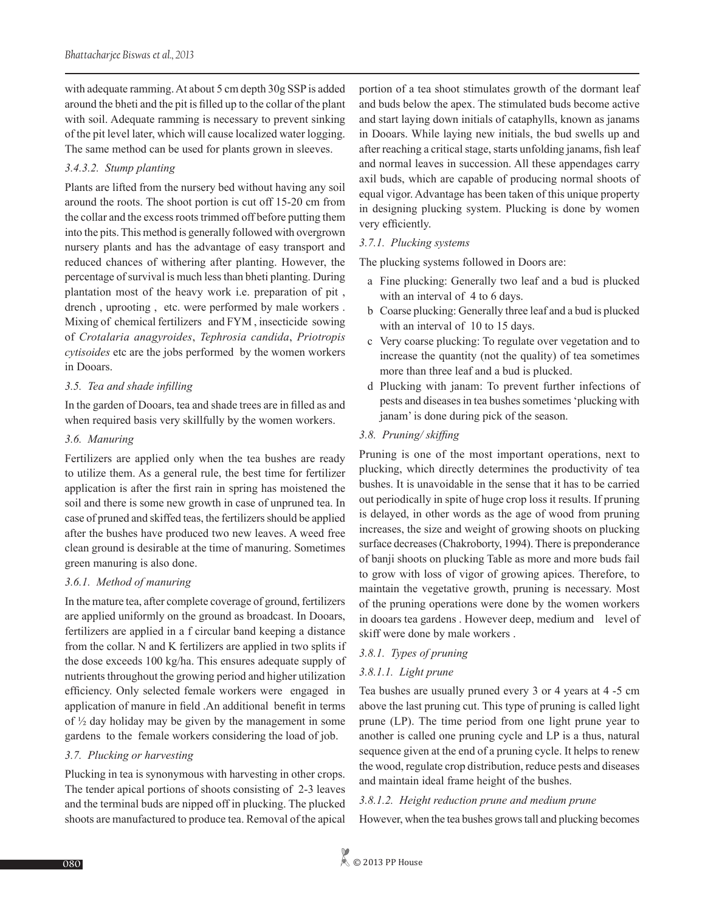with adequate ramming. At about 5 cm depth 30g SSP is added around the bheti and the pit is filled up to the collar of the plant with soil. Adequate ramming is necessary to prevent sinking of the pit level later, which will cause localized water logging. The same method can be used for plants grown in sleeves.

#### *3.4.3.2. Stump planting*

Plants are lifted from the nursery bed without having any soil around the roots. The shoot portion is cut off 15-20 cm from the collar and the excess roots trimmed off before putting them into the pits. This method is generally followed with overgrown nursery plants and has the advantage of easy transport and reduced chances of withering after planting. However, the percentage of survival is much less than bheti planting. During plantation most of the heavy work i.e. preparation of pit , drench , uprooting , etc. were performed by male workers . Mixing of chemical fertilizers and FYM , insecticide sowing of *Crotalaria anagyroides*, *Tephrosia candida*, *Priotropis cytisoides* etc are the jobs performed by the women workers in Dooars.

### *3.5. Tea and shade infilling*

In the garden of Dooars, tea and shade trees are in filled as and when required basis very skillfully by the women workers.

### *3.6. Manuring*

Fertilizers are applied only when the tea bushes are ready to utilize them. As a general rule, the best time for fertilizer application is after the first rain in spring has moistened the soil and there is some new growth in case of unpruned tea. In case of pruned and skiffed teas, the fertilizers should be applied after the bushes have produced two new leaves. A weed free clean ground is desirable at the time of manuring. Sometimes green manuring is also done.

#### *3.6.1. Method of manuring*

In the mature tea, after complete coverage of ground, fertilizers are applied uniformly on the ground as broadcast. In Dooars, fertilizers are applied in a f circular band keeping a distance from the collar. N and K fertilizers are applied in two splits if the dose exceeds 100 kg/ha. This ensures adequate supply of nutrients throughout the growing period and higher utilization efficiency. Only selected female workers were engaged in application of manure in field .An additional benefit in terms of ½ day holiday may be given by the management in some gardens to the female workers considering the load of job.

### *3.7. Plucking or harvesting*

Plucking in tea is synonymous with harvesting in other crops. The tender apical portions of shoots consisting of 2-3 leaves and the terminal buds are nipped off in plucking. The plucked shoots are manufactured to produce tea. Removal of the apical portion of a tea shoot stimulates growth of the dormant leaf and buds below the apex. The stimulated buds become active and start laying down initials of cataphylls, known as janams in Dooars. While laying new initials, the bud swells up and after reaching a critical stage, starts unfolding janams, fish leaf and normal leaves in succession. All these appendages carry axil buds, which are capable of producing normal shoots of equal vigor. Advantage has been taken of this unique property in designing plucking system. Plucking is done by women very efficiently.

#### *3.7.1. Plucking systems*

The plucking systems followed in Doors are:

a Fine plucking: Generally two leaf and a bud is plucked with an interval of 4 to 6 days.

b Coarse plucking: Generally three leaf and a bud is plucked with an interval of 10 to 15 days.

c Very coarse plucking: To regulate over vegetation and to increase the quantity (not the quality) of tea sometimes more than three leaf and a bud is plucked.

d Plucking with janam: To prevent further infections of pests and diseases in tea bushes sometimes 'plucking with janam' is done during pick of the season.

### *3.8. Pruning/ skiffing*

Pruning is one of the most important operations, next to plucking, which directly determines the productivity of tea bushes. It is unavoidable in the sense that it has to be carried out periodically in spite of huge crop loss it results. If pruning is delayed, in other words as the age of wood from pruning increases, the size and weight of growing shoots on plucking surface decreases (Chakroborty, 1994). There is preponderance of banji shoots on plucking Table as more and more buds fail to grow with loss of vigor of growing apices. Therefore, to maintain the vegetative growth, pruning is necessary. Most of the pruning operations were done by the women workers in dooars tea gardens . However deep, medium and level of skiff were done by male workers .

#### *3.8.1. Types of pruning*

##### *3.8.1.1. Light prune*

Tea bushes are usually pruned every 3 or 4 years at 4 -5 cm above the last pruning cut. This type of pruning is called light prune (LP). The time period from one light prune year to another is called one pruning cycle and LP is a thus, natural sequence given at the end of a pruning cycle. It helps to renew the wood, regulate crop distribution, reduce pests and diseases and maintain ideal frame height of the bushes.

##### *3.8.1.2. Height reduction prune and medium prune*

However, when the tea bushes grows tall and plucking becomes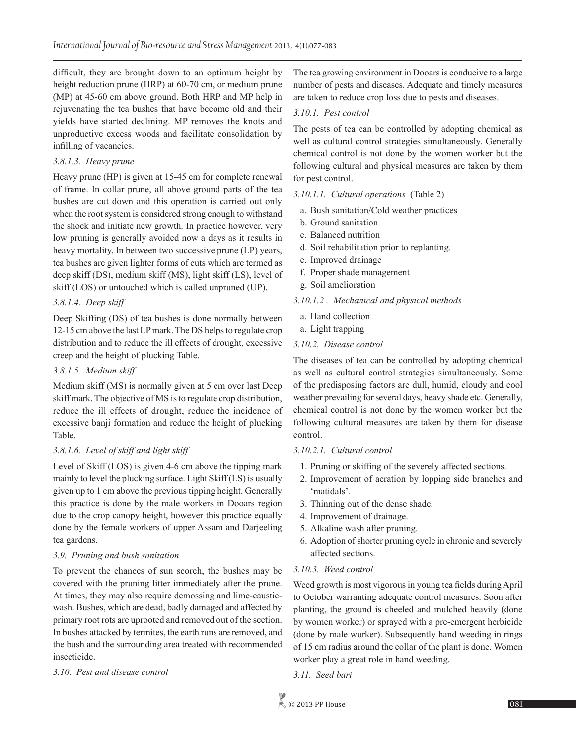difficult, they are brought down to an optimum height by height reduction prune (HRP) at 60-70 cm, or medium prune (MP) at 45-60 cm above ground. Both HRP and MP help in rejuvenating the tea bushes that have become old and their yields have started declining. MP removes the knots and unproductive excess woods and facilitate consolidation by infilling of vacancies.

#### *3.8.1.3. Heavy prune*

Heavy prune (HP) is given at 15-45 cm for complete renewal of frame. In collar prune, all above ground parts of the tea bushes are cut down and this operation is carried out only when the root system is considered strong enough to withstand the shock and initiate new growth. In practice however, very low pruning is generally avoided now a days as it results in heavy mortality. In between two successive prune (LP) years, tea bushes are given lighter forms of cuts which are termed as deep skiff (DS), medium skiff (MS), light skiff (LS), level of skiff (LOS) or untouched which is called unpruned (UP).

#### *3.8.1.4. Deep skiff*

Deep Skiffing (DS) of tea bushes is done normally between 12-15 cm above the last LP mark. The DS helps to regulate crop distribution and to reduce the ill effects of drought, excessive creep and the height of plucking Table.

#### *3.8.1.5. Medium skiff*

Medium skiff (MS) is normally given at 5 cm over last Deep skiff mark. The objective of MS is to regulate crop distribution, reduce the ill effects of drought, reduce the incidence of excessive banji formation and reduce the height of plucking Table.

#### *3.8.1.6. Level of skiff and light skiff*

Level of Skiff (LOS) is given 4-6 cm above the tipping mark mainly to level the plucking surface. Light Skiff (LS) is usually given up to 1 cm above the previous tipping height. Generally this practice is done by the male workers in Dooars region due to the crop canopy height, however this practice equally done by the female workers of upper Assam and Darjeeling tea gardens.

### *3.9. Pruning and bush sanitation*

To prevent the chances of sun scorch, the bushes may be covered with the pruning litter immediately after the prune. At times, they may also require demossing and lime-caustic-wash. Bushes, which are dead, badly damaged and affected by primary root rots are uprooted and removed out of the section. In bushes attacked by termites, the earth runs are removed, and the bush and the surrounding area treated with recommended insecticide.

### *3.10. Pest and disease control*

The tea growing environment in Dooars is conducive to a large number of pests and diseases. Adequate and timely measures are taken to reduce crop loss due to pests and diseases.

#### *3.10.1. Pest control*

The pests of tea can be controlled by adopting chemical as well as cultural control strategies simultaneously. Generally chemical control is not done by the women worker but the following cultural and physical measures are taken by them for pest control.

#### *3.10.1.1. Cultural operations* (Table 2)

a. Bush sanitation/Cold weather practices
b. Ground sanitation
c. Balanced nutrition
d. Soil rehabilitation prior to replanting.
e. Improved drainage
f. Proper shade management
g. Soil amelioration

#### *3.10.1.2 . Mechanical and physical methods*

a. Hand collection
a. Light trapping

#### *3.10.2. Disease control*

The diseases of tea can be controlled by adopting chemical as well as cultural control strategies simultaneously. Some of the predisposing factors are dull, humid, cloudy and cool weather prevailing for several days, heavy shade etc. Generally, chemical control is not done by the women worker but the following cultural measures are taken by them for disease control.

#### *3.10.2.1. Cultural control*

1. Pruning or skiffing of the severely affected sections.
2. Improvement of aeration by lopping side branches and 'matidals'.
3. Thinning out of the dense shade.
4. Improvement of drainage.
5. Alkaline wash after pruning.
6. Adoption of shorter pruning cycle in chronic and severely affected sections.

#### *3.10.3. Weed control*

Weed growth is most vigorous in young tea fields during April to October warranting adequate control measures. Soon after planting, the ground is cheeled and mulched heavily (done by women worker) or sprayed with a pre-emergent herbicide (done by male worker). Subsequently hand weeding in rings of 15 cm radius around the collar of the plant is done. Women worker play a great role in hand weeding.

### *3.11. Seed bari*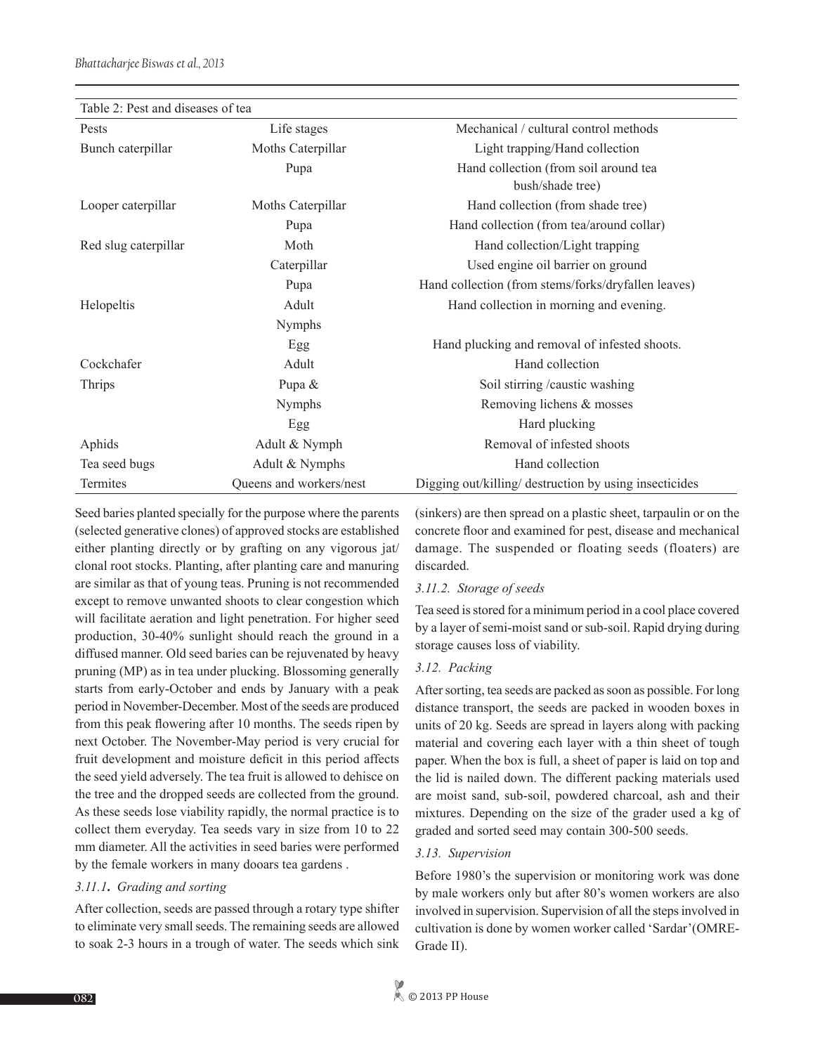Table 2: Pest and diseases of tea

| Pests | Life stages | Mechanical / cultural control methods |
|---|---|---|
| Bunch caterpillar | Moths Caterpillar | Light trapping/Hand collection |
| | Pupa | Hand collection (from soil around tea bush/shade tree) |
| Looper caterpillar | Moths Caterpillar | Hand collection (from shade tree) |
| | Pupa | Hand collection (from tea/around collar) |
| Red slug caterpillar | Moth | Hand collection/Light trapping |
| | Caterpillar | Used engine oil barrier on ground |
| | Pupa | Hand collection (from stems/forks/dryfallen leaves) |
| Helopeltis | Adult | Hand collection in morning and evening. |
| | Nymphs | |
| | Egg | Hand plucking and removal of infested shoots. |
| Cockchafer | Adult | Hand collection |
| Thrips | Pupa & | Soil stirring /caustic washing |
| | Nymphs | Removing lichens & mosses |
| | Egg | Hard plucking |
| Aphids | Adult & Nymph | Removal of infested shoots |
| Tea seed bugs | Adult & Nymphs | Hand collection |
| Termites | Queens and workers/nest | Digging out/killing/ destruction by using insecticides |

Seed baries planted specially for the purpose where the parents (selected generative clones) of approved stocks are established either planting directly or by grafting on any vigorous jat/ clonal root stocks. Planting, after planting care and manuring are similar as that of young teas. Pruning is not recommended except to remove unwanted shoots to clear congestion which will facilitate aeration and light penetration. For higher seed production, 30-40% sunlight should reach the ground in a diffused manner. Old seed baries can be rejuvenated by heavy pruning (MP) as in tea under plucking. Blossoming generally starts from early-October and ends by January with a peak period in November-December. Most of the seeds are produced from this peak flowering after 10 months. The seeds ripen by next October. The November-May period is very crucial for fruit development and moisture deficit in this period affects the seed yield adversely. The tea fruit is allowed to dehisce on the tree and the dropped seeds are collected from the ground. As these seeds lose viability rapidly, the normal practice is to collect them everyday. Tea seeds vary in size from 10 to 22 mm diameter. All the activities in seed baries were performed by the female workers in many dooars tea gardens .

### *3.11.1. Grading and sorting*

After collection, seeds are passed through a rotary type shifter to eliminate very small seeds. The remaining seeds are allowed to soak 2-3 hours in a trough of water. The seeds which sink (sinkers) are then spread on a plastic sheet, tarpaulin or on the concrete floor and examined for pest, disease and mechanical damage. The suspended or floating seeds (floaters) are discarded.

### *3.11.2. Storage of seeds*

Tea seed is stored for a minimum period in a cool place covered by a layer of semi-moist sand or sub-soil. Rapid drying during storage causes loss of viability.

### *3.12. Packing*

After sorting, tea seeds are packed as soon as possible. For long distance transport, the seeds are packed in wooden boxes in units of 20 kg. Seeds are spread in layers along with packing material and covering each layer with a thin sheet of tough paper. When the box is full, a sheet of paper is laid on top and the lid is nailed down. The different packing materials used are moist sand, sub-soil, powdered charcoal, ash and their mixtures. Depending on the size of the grader used a kg of graded and sorted seed may contain 300-500 seeds.

### *3.13. Supervision*

Before 1980's the supervision or monitoring work was done by male workers only but after 80's women workers are also involved in supervision. Supervision of all the steps involved in cultivation is done by women worker called 'Sardar'(OMRE-Grade II).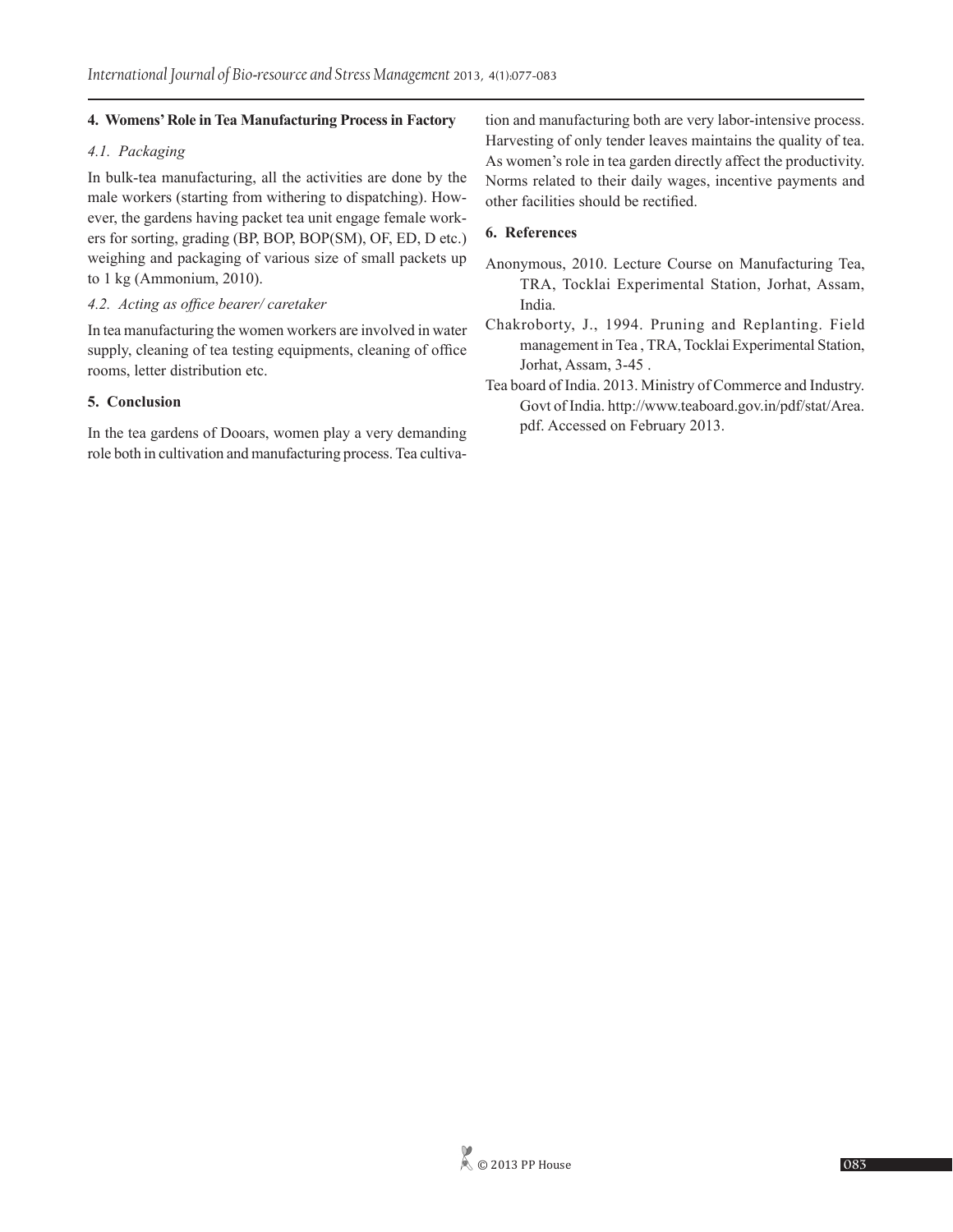## 4. Womens' Role in Tea Manufacturing Process in Factory

### *4.1. Packaging*

In bulk-tea manufacturing, all the activities are done by the male workers (starting from withering to dispatching). However, the gardens having packet tea unit engage female workers for sorting, grading (BP, BOP, BOP(SM), OF, ED, D etc.) weighing and packaging of various size of small packets up to 1 kg (Ammonium, 2010).

### *4.2. Acting as office bearer/ caretaker*

In tea manufacturing the women workers are involved in water supply, cleaning of tea testing equipments, cleaning of office rooms, letter distribution etc.

## 5. Conclusion

In the tea gardens of Dooars, women play a very demanding role both in cultivation and manufacturing process. Tea cultivation and manufacturing both are very labor-intensive process. Harvesting of only tender leaves maintains the quality of tea. As women's role in tea garden directly affect the productivity. Norms related to their daily wages, incentive payments and other facilities should be rectified.

## 6. References

Anonymous, 2010. Lecture Course on Manufacturing Tea, TRA, Tocklai Experimental Station, Jorhat, Assam, India.

Chakroborty, J., 1994. Pruning and Replanting. Field management in Tea , TRA, Tocklai Experimental Station, Jorhat, Assam, 3-45 .

Tea board of India. 2013. Ministry of Commerce and Industry. Govt of India. http://www.teaboard.gov.in/pdf/stat/Area.pdf. Accessed on February 2013.